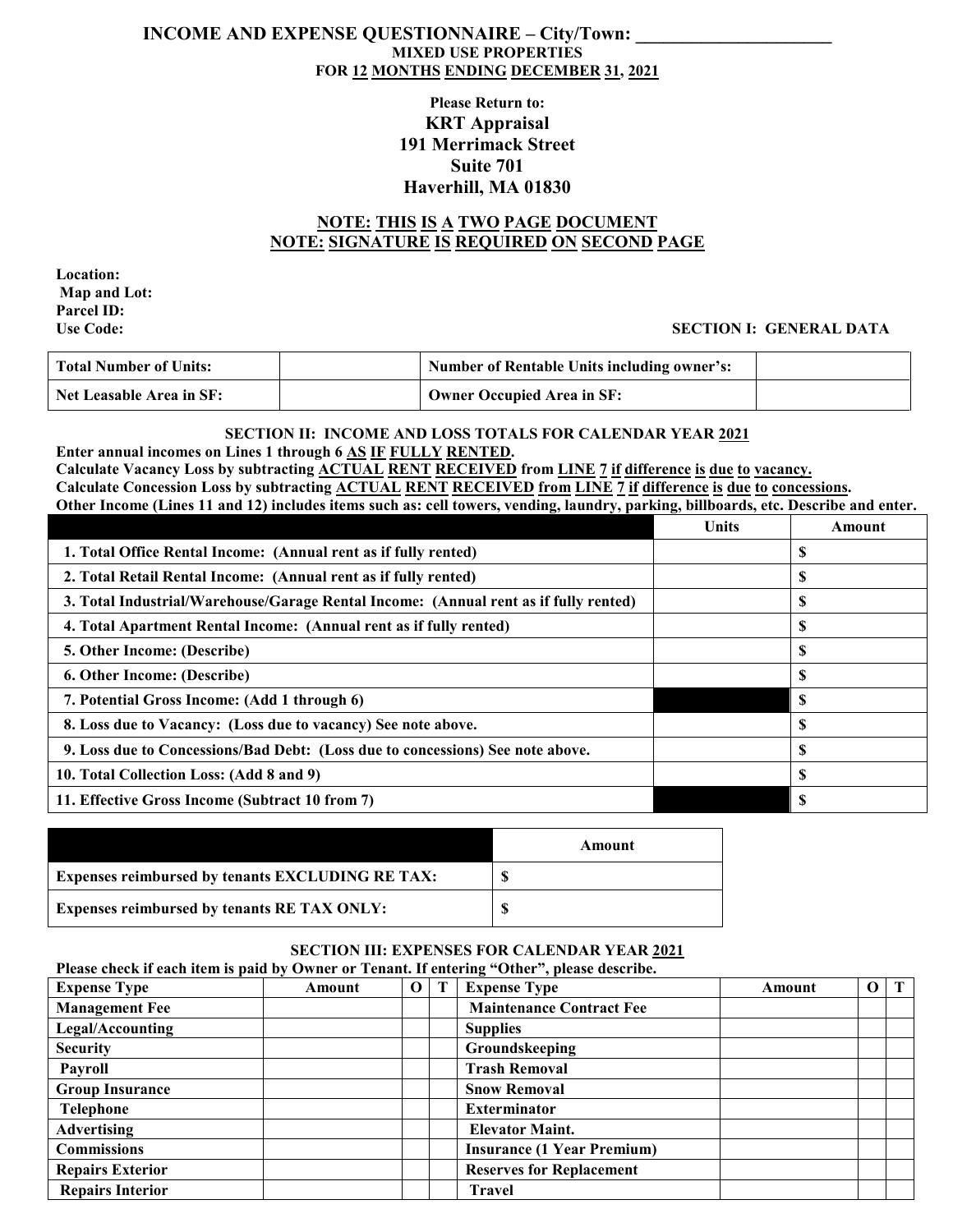# INCOME AND EXPENSE QUESTIONNAIRE – City/Town: ____________________

**MIXED USE PROPERTIES**

**FOR 12 MONTHS ENDING DECEMBER 31, 2021**

**Please Return to:**

**KRT Appraisal**
**191 Merrimack Street**
**Suite 701**
**Haverhill, MA 01830**

**NOTE: THIS IS A TWO PAGE DOCUMENT**
**NOTE: SIGNATURE IS REQUIRED ON SECOND PAGE**

**Location:**
**Map and Lot:**
**Parcel ID:**
**Use Code:**

## SECTION I: GENERAL DATA

| Total Number of Units: | | Number of Rentable Units including owner's: | |
|---|---|---|---|
| Net Leasable Area in SF: | | Owner Occupied Area in SF: | |

## SECTION II: INCOME AND LOSS TOTALS FOR CALENDAR YEAR 2021

**Enter annual incomes on Lines 1 through 6 AS IF FULLY RENTED.**
**Calculate Vacancy Loss by subtracting ACTUAL RENT RECEIVED from LINE 7 if difference is due to vacancy.**
**Calculate Concession Loss by subtracting ACTUAL RENT RECEIVED from LINE 7 if difference is due to concessions.**
**Other Income (Lines 11 and 12) includes items such as: cell towers, vending, laundry, parking, billboards, etc. Describe and enter.**

| | Units | Amount |
|---|---|---|
| 1. Total Office Rental Income: (Annual rent as if fully rented) | | $ |
| 2. Total Retail Rental Income: (Annual rent as if fully rented) | | $ |
| 3. Total Industrial/Warehouse/Garage Rental Income: (Annual rent as if fully rented) | | $ |
| 4. Total Apartment Rental Income: (Annual rent as if fully rented) | | $ |
| 5. Other Income: (Describe) | | $ |
| 6. Other Income: (Describe) | | $ |
| 7. Potential Gross Income: (Add 1 through 6) | | $ |
| 8. Loss due to Vacancy: (Loss due to vacancy) See note above. | | $ |
| 9. Loss due to Concessions/Bad Debt: (Loss due to concessions) See note above. | | $ |
| 10. Total Collection Loss: (Add 8 and 9) | | $ |
| 11. Effective Gross Income (Subtract 10 from 7) | | $ |

| | Amount |
|---|---|
| Expenses reimbursed by tenants EXCLUDING RE TAX: | $ |
| Expenses reimbursed by tenants RE TAX ONLY: | $ |

## SECTION III: EXPENSES FOR CALENDAR YEAR 2021

**Please check if each item is paid by Owner or Tenant. If entering "Other", please describe.**

| Expense Type | Amount | O | T | Expense Type | Amount | O | T |
|---|---|---|---|---|---|---|---|
| Management Fee | | | | Maintenance Contract Fee | | | |
| Legal/Accounting | | | | Supplies | | | |
| Security | | | | Groundskeeping | | | |
| Payroll | | | | Trash Removal | | | |
| Group Insurance | | | | Snow Removal | | | |
| Telephone | | | | Exterminator | | | |
| Advertising | | | | Elevator Maint. | | | |
| Commissions | | | | Insurance (1 Year Premium) | | | |
| Repairs Exterior | | | | Reserves for Replacement | | | |
| Repairs Interior | | | | Travel | | | |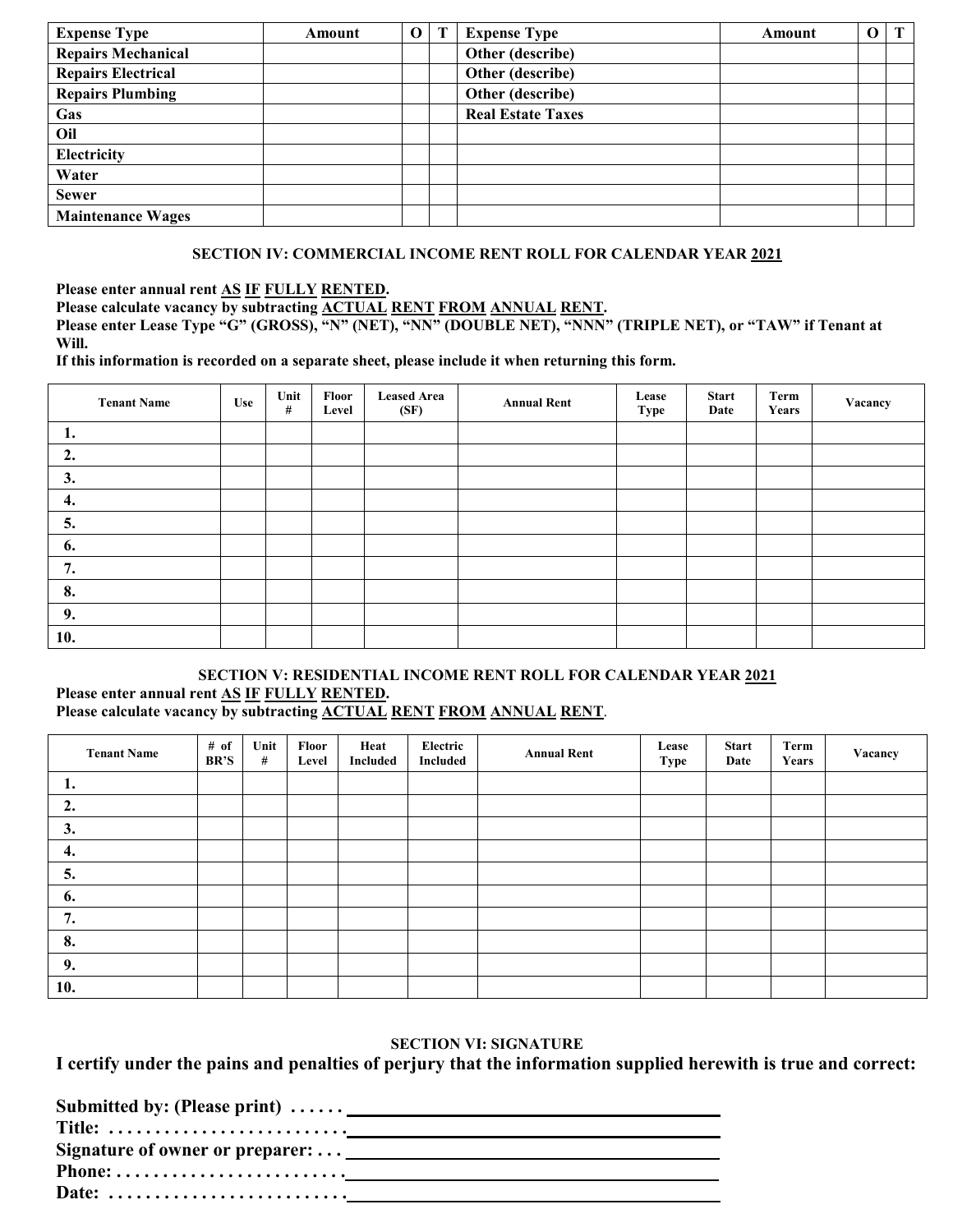| Expense Type | Amount | O | T | Expense Type | Amount | O | T |
|---|---|---|---|---|---|---|---|
| **Repairs Mechanical** | | | | **Other (describe)** | | | |
| **Repairs Electrical** | | | | **Other (describe)** | | | |
| **Repairs Plumbing** | | | | **Other (describe)** | | | |
| **Gas** | | | | **Real Estate Taxes** | | | |
| **Oil** | | | | | | | |
| **Electricity** | | | | | | | |
| **Water** | | | | | | | |
| **Sewer** | | | | | | | |
| **Maintenance Wages** | | | | | | | |

## SECTION IV: COMMERCIAL INCOME RENT ROLL FOR CALENDAR YEAR 2021

**Please enter annual rent AS IF FULLY RENTED.**
**Please calculate vacancy by subtracting ACTUAL RENT FROM ANNUAL RENT.**
**Please enter Lease Type "G" (GROSS), "N" (NET), "NN" (DOUBLE NET), "NNN" (TRIPLE NET), or "TAW" if Tenant at Will.**
**If this information is recorded on a separate sheet, please include it when returning this form.**

| Tenant Name | Use | Unit # | Floor Level | Leased Area (SF) | Annual Rent | Lease Type | Start Date | Term Years | Vacancy |
|---|---|---|---|---|---|---|---|---|---|
| 1. | | | | | | | | | |
| 2. | | | | | | | | | |
| 3. | | | | | | | | | |
| 4. | | | | | | | | | |
| 5. | | | | | | | | | |
| 6. | | | | | | | | | |
| 7. | | | | | | | | | |
| 8. | | | | | | | | | |
| 9. | | | | | | | | | |
| 10. | | | | | | | | | |

## SECTION V: RESIDENTIAL INCOME RENT ROLL FOR CALENDAR YEAR 2021

**Please enter annual rent AS IF FULLY RENTED.**
**Please calculate vacancy by subtracting ACTUAL RENT FROM ANNUAL RENT.**

| Tenant Name | # of BR'S | Unit # | Floor Level | Heat Included | Electric Included | Annual Rent | Lease Type | Start Date | Term Years | Vacancy |
|---|---|---|---|---|---|---|---|---|---|---|
| 1. | | | | | | | | | | |
| 2. | | | | | | | | | | |
| 3. | | | | | | | | | | |
| 4. | | | | | | | | | | |
| 5. | | | | | | | | | | |
| 6. | | | | | | | | | | |
| 7. | | | | | | | | | | |
| 8. | | | | | | | | | | |
| 9. | | | | | | | | | | |
| 10. | | | | | | | | | | |

## SECTION VI: SIGNATURE

**I certify under the pains and penalties of perjury that the information supplied herewith is true and correct:**

**Submitted by: (Please print) ......** ______________________________
**Title: ..........................** ______________________________
**Signature of owner or preparer: ...** ______________________________
**Phone: .........................** ______________________________
**Date: ..........................** ______________________________